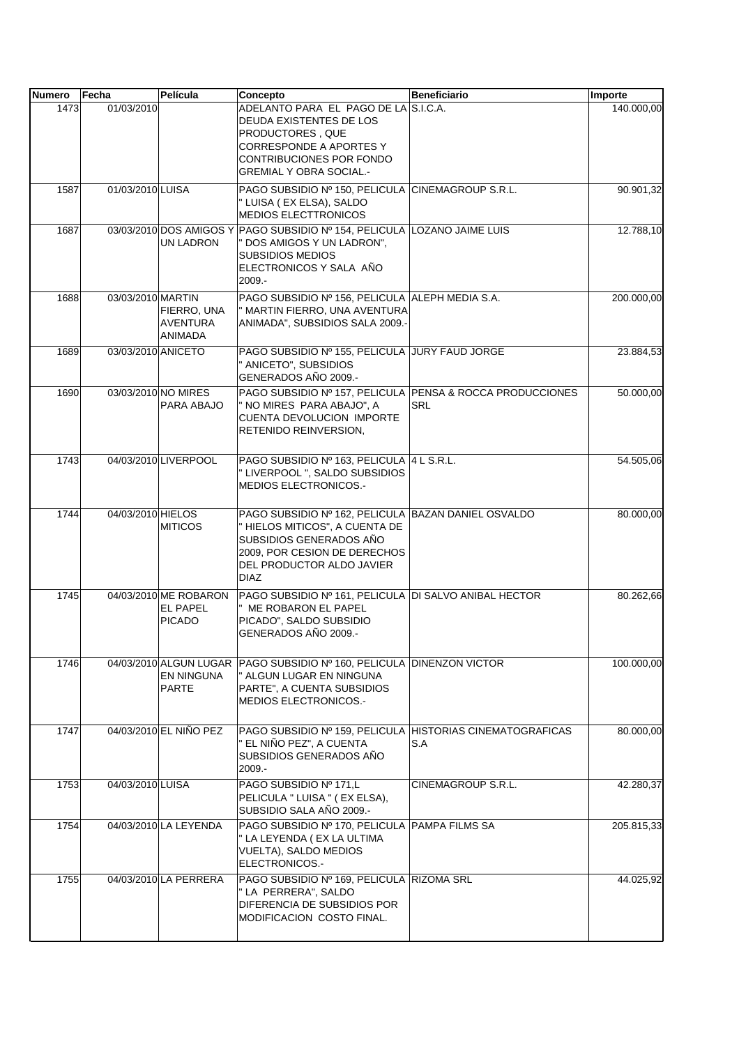| Numero | Fecha | Película | Concepto | Beneficiario | Importe |
|---|---|---|---|---|---|
| 1473 | 01/03/2010 | | ADELANTO PARA EL PAGO DE LA DEUDA EXISTENTES DE LOS PRODUCTORES , QUE CORRESPONDE A APORTES Y CONTRIBUCIONES POR FONDO GREMIAL Y OBRA SOCIAL.- | S.I.C.A. | 140.000,00 |
| 1587 | 01/03/2010 | LUISA | PAGO SUBSIDIO Nº 150, PELICULA " LUISA ( EX ELSA), SALDO MEDIOS ELECTTRONICOS | CINEMAGROUP S.R.L. | 90.901,32 |
| 1687 | 03/03/2010 | DOS AMIGOS Y UN LADRON | PAGO SUBSIDIO Nº 154, PELICULA " DOS AMIGOS Y UN LADRON", SUBSIDIOS MEDIOS ELECTRONICOS Y SALA AÑO 2009.- | LOZANO JAIME LUIS | 12.788,10 |
| 1688 | 03/03/2010 | MARTIN FIERRO, UNA AVENTURA ANIMADA | PAGO SUBSIDIO Nº 156, PELICULA " MARTIN FIERRO, UNA AVENTURA ANIMADA", SUBSIDIOS SALA 2009.- | ALEPH MEDIA S.A. | 200.000,00 |
| 1689 | 03/03/2010 | ANICETO | PAGO SUBSIDIO Nº 155, PELICULA " ANICETO", SUBSIDIOS GENERADOS AÑO 2009.- | JURY FAUD JORGE | 23.884,53 |
| 1690 | 03/03/2010 | NO MIRES PARA ABAJO | PAGO SUBSIDIO Nº 157, PELICULA " NO MIRES PARA ABAJO", A CUENTA DEVOLUCION IMPORTE RETENIDO REINVERSION, | PENSA & ROCCA PRODUCCIONES SRL | 50.000,00 |
| 1743 | 04/03/2010 | LIVERPOOL | PAGO SUBSIDIO Nº 163, PELICULA " LIVERPOOL ", SALDO SUBSIDIOS MEDIOS ELECTRONICOS.- | 4 L S.R.L. | 54.505,06 |
| 1744 | 04/03/2010 | HIELOS MITICOS | PAGO SUBSIDIO Nº 162, PELICULA " HIELOS MITICOS", A CUENTA DE SUBSIDIOS GENERADOS AÑO 2009, POR CESION DE DERECHOS DEL PRODUCTOR ALDO JAVIER DIAZ | BAZAN DANIEL OSVALDO | 80.000,00 |
| 1745 | 04/03/2010 | ME ROBARON EL PAPEL PICADO | PAGO SUBSIDIO Nº 161, PELICULA " ME ROBARON EL PAPEL PICADO", SALDO SUBSIDIO GENERADOS AÑO 2009.- | DI SALVO ANIBAL HECTOR | 80.262,66 |
| 1746 | 04/03/2010 | ALGUN LUGAR EN NINGUNA PARTE | PAGO SUBSIDIO Nº 160, PELICULA " ALGUN LUGAR EN NINGUNA PARTE", A CUENTA SUBSIDIOS MEDIOS ELECTRONICOS.- | DINENZON VICTOR | 100.000,00 |
| 1747 | 04/03/2010 | EL NIÑO PEZ | PAGO SUBSIDIO Nº 159, PELICULA " EL NIÑO PEZ", A CUENTA SUBSIDIOS GENERADOS AÑO 2009.- | HISTORIAS CINEMATOGRAFICAS S.A | 80.000,00 |
| 1753 | 04/03/2010 | LUISA | PAGO SUBSIDIO Nº 171,L PELICULA " LUISA " ( EX ELSA), SUBSIDIO SALA AÑO 2009.- | CINEMAGROUP S.R.L. | 42.280,37 |
| 1754 | 04/03/2010 | LA LEYENDA | PAGO SUBSIDIO Nº 170, PELICULA " LA LEYENDA ( EX LA ULTIMA VUELTA), SALDO MEDIOS ELECTRONICOS.- | PAMPA FILMS SA | 205.815,33 |
| 1755 | 04/03/2010 | LA PERRERA | PAGO SUBSIDIO Nº 169, PELICULA " LA PERRERA", SALDO DIFERENCIA DE SUBSIDIOS POR MODIFICACION COSTO FINAL. | RIZOMA SRL | 44.025,92 |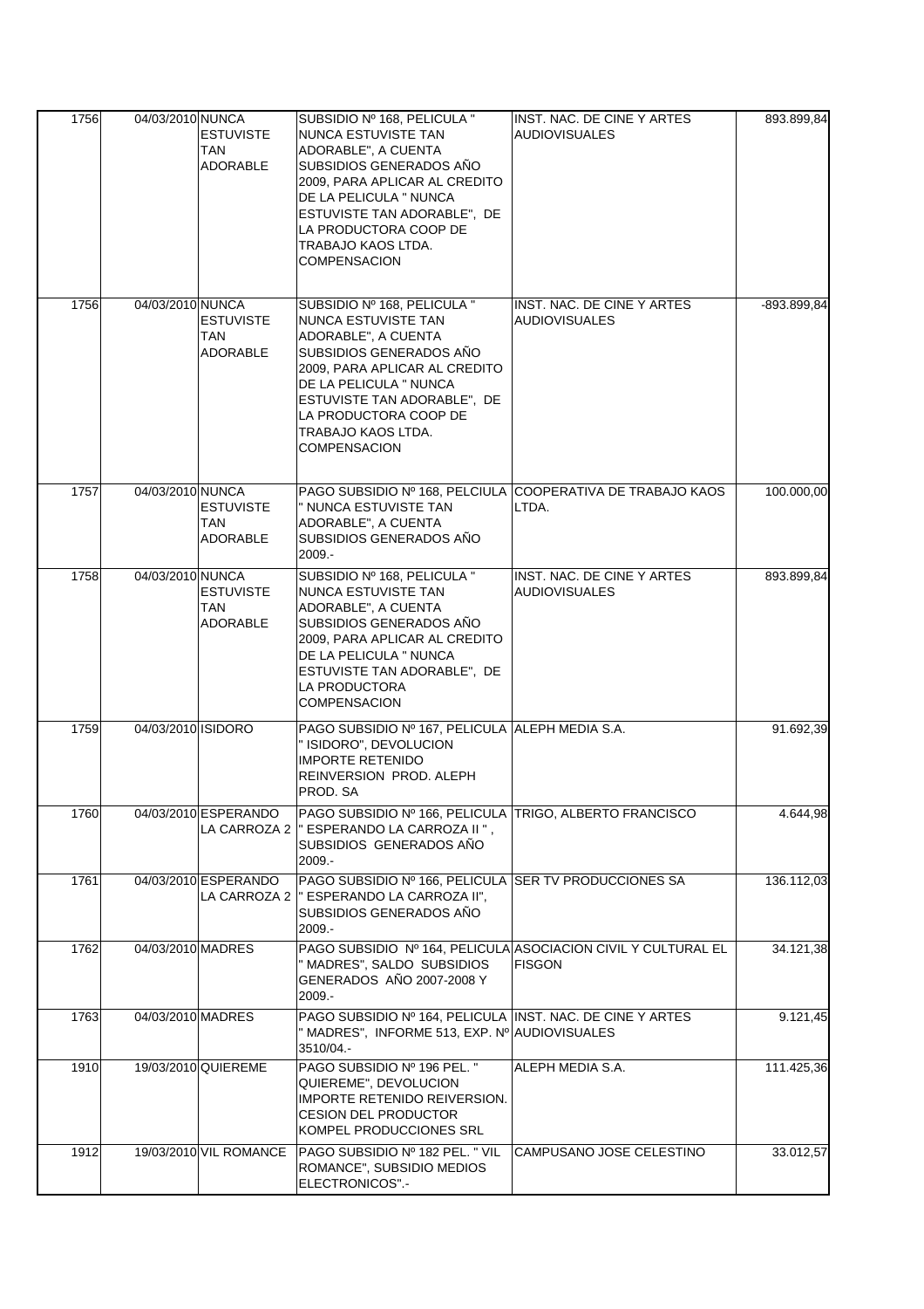| | | | | | |
|---|---|---|---|---|---|
| 1756 | 04/03/2010 | NUNCA ESTUVISTE TAN ADORABLE | SUBSIDIO Nº 168, PELICULA " NUNCA ESTUVISTE TAN ADORABLE", A CUENTA SUBSIDIOS GENERADOS AÑO 2009, PARA APLICAR AL CREDITO DE LA PELICULA " NUNCA ESTUVISTE TAN ADORABLE", DE LA PRODUCTORA COOP DE TRABAJO KAOS LTDA. COMPENSACION | INST. NAC. DE CINE Y ARTES AUDIOVISUALES | 893.899,84 |
| 1756 | 04/03/2010 | NUNCA ESTUVISTE TAN ADORABLE | SUBSIDIO Nº 168, PELICULA " NUNCA ESTUVISTE TAN ADORABLE", A CUENTA SUBSIDIOS GENERADOS AÑO 2009, PARA APLICAR AL CREDITO DE LA PELICULA " NUNCA ESTUVISTE TAN ADORABLE", DE LA PRODUCTORA COOP DE TRABAJO KAOS LTDA. COMPENSACION | INST. NAC. DE CINE Y ARTES AUDIOVISUALES | -893.899,84 |
| 1757 | 04/03/2010 | NUNCA ESTUVISTE TAN ADORABLE | PAGO SUBSIDIO Nº 168, PELCIULA " NUNCA ESTUVISTE TAN ADORABLE", A CUENTA SUBSIDIOS GENERADOS AÑO 2009.- | COOPERATIVA DE TRABAJO KAOS LTDA. | 100.000,00 |
| 1758 | 04/03/2010 | NUNCA ESTUVISTE TAN ADORABLE | SUBSIDIO Nº 168, PELICULA " NUNCA ESTUVISTE TAN ADORABLE", A CUENTA SUBSIDIOS GENERADOS AÑO 2009, PARA APLICAR AL CREDITO DE LA PELICULA " NUNCA ESTUVISTE TAN ADORABLE", DE LA PRODUCTORA COMPENSACION | INST. NAC. DE CINE Y ARTES AUDIOVISUALES | 893.899,84 |
| 1759 | 04/03/2010 | ISIDORO | PAGO SUBSIDIO Nº 167, PELICULA " ISIDORO", DEVOLUCION IMPORTE RETENIDO REINVERSION PROD. ALEPH PROD. SA | ALEPH MEDIA S.A. | 91.692,39 |
| 1760 | 04/03/2010 | ESPERANDO LA CARROZA 2 | PAGO SUBSIDIO Nº 166, PELICULA " ESPERANDO LA CARROZA II " , SUBSIDIOS GENERADOS AÑO 2009.- | TRIGO, ALBERTO FRANCISCO | 4.644,98 |
| 1761 | 04/03/2010 | ESPERANDO LA CARROZA 2 | PAGO SUBSIDIO Nº 166, PELICULA " ESPERANDO LA CARROZA II", SUBSIDIOS GENERADOS AÑO 2009.- | SER TV PRODUCCIONES SA | 136.112,03 |
| 1762 | 04/03/2010 | MADRES | PAGO SUBSIDIO Nº 164, PELICULA " MADRES", SALDO SUBSIDIOS GENERADOS AÑO 2007-2008 Y 2009.- | ASOCIACION CIVIL Y CULTURAL EL FISGON | 34.121,38 |
| 1763 | 04/03/2010 | MADRES | PAGO SUBSIDIO Nº 164, PELICULA " MADRES", INFORME 513, EXP. Nº 3510/04.- | INST. NAC. DE CINE Y ARTES AUDIOVISUALES | 9.121,45 |
| 1910 | 19/03/2010 | QUIEREME | PAGO SUBSIDIO Nº 196 PEL. " QUIEREME", DEVOLUCION IMPORTE RETENIDO REIVERSION. CESION DEL PRODUCTOR KOMPEL PRODUCCIONES SRL | ALEPH MEDIA S.A. | 111.425,36 |
| 1912 | 19/03/2010 | VIL ROMANCE | PAGO SUBSIDIO Nº 182 PEL. " VIL ROMANCE", SUBSIDIO MEDIOS ELECTRONICOS".- | CAMPUSANO JOSE CELESTINO | 33.012,57 |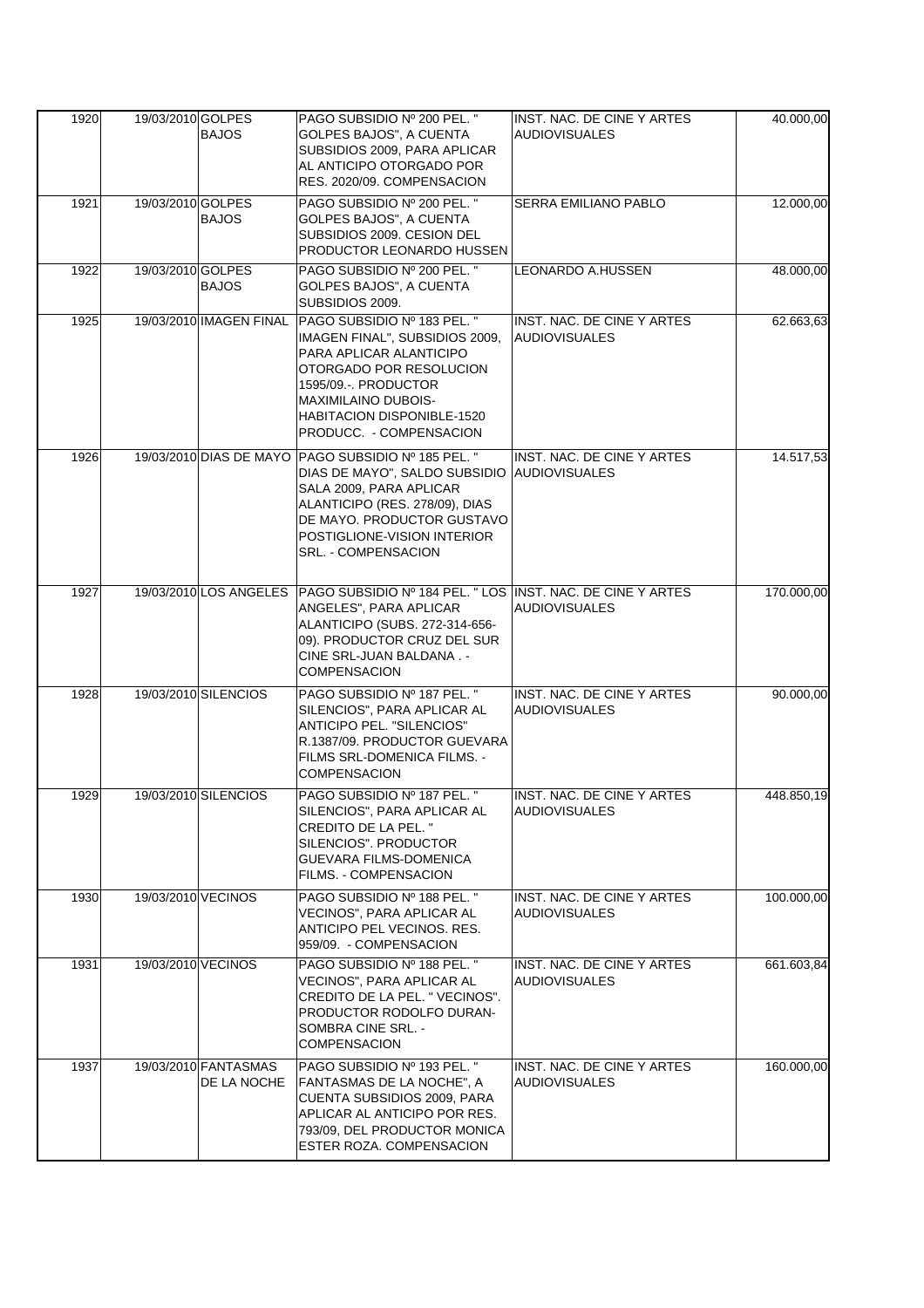| | | | | | |
|---|---|---|---|---|---|
| 1920 | 19/03/2010 | GOLPES BAJOS | PAGO SUBSIDIO Nº 200 PEL. " GOLPES BAJOS", A CUENTA SUBSIDIOS 2009, PARA APLICAR AL ANTICIPO OTORGADO POR RES. 2020/09. COMPENSACION | INST. NAC. DE CINE Y ARTES AUDIOVISUALES | 40.000,00 |
| 1921 | 19/03/2010 | GOLPES BAJOS | PAGO SUBSIDIO Nº 200 PEL. " GOLPES BAJOS", A CUENTA SUBSIDIOS 2009. CESION DEL PRODUCTOR LEONARDO HUSSEN | SERRA EMILIANO PABLO | 12.000,00 |
| 1922 | 19/03/2010 | GOLPES BAJOS | PAGO SUBSIDIO Nº 200 PEL. " GOLPES BAJOS", A CUENTA SUBSIDIOS 2009. | LEONARDO A.HUSSEN | 48.000,00 |
| 1925 | 19/03/2010 | IMAGEN FINAL | PAGO SUBSIDIO Nº 183 PEL. " IMAGEN FINAL", SUBSIDIOS 2009, PARA APLICAR ALANTICIPO OTORGADO POR RESOLUCION 1595/09.-. PRODUCTOR MAXIMILAINO DUBOIS-HABITACION DISPONIBLE-1520 PRODUCC. - COMPENSACION | INST. NAC. DE CINE Y ARTES AUDIOVISUALES | 62.663,63 |
| 1926 | 19/03/2010 | DIAS DE MAYO | PAGO SUBSIDIO Nº 185 PEL. " DIAS DE MAYO", SALDO SUBSIDIO SALA 2009, PARA APLICAR ALANTICIPO (RES. 278/09), DIAS DE MAYO. PRODUCTOR GUSTAVO POSTIGLIONE-VISION INTERIOR SRL. - COMPENSACION | INST. NAC. DE CINE Y ARTES AUDIOVISUALES | 14.517,53 |
| 1927 | 19/03/2010 | LOS ANGELES | PAGO SUBSIDIO Nº 184 PEL. " LOS ANGELES", PARA APLICAR ALANTICIPO (SUBS. 272-314-656-09). PRODUCTOR CRUZ DEL SUR CINE SRL-JUAN BALDANA . - COMPENSACION | INST. NAC. DE CINE Y ARTES AUDIOVISUALES | 170.000,00 |
| 1928 | 19/03/2010 | SILENCIOS | PAGO SUBSIDIO Nº 187 PEL. " SILENCIOS", PARA APLICAR AL ANTICIPO PEL. "SILENCIOS" R.1387/09. PRODUCTOR GUEVARA FILMS SRL-DOMENICA FILMS. - COMPENSACION | INST. NAC. DE CINE Y ARTES AUDIOVISUALES | 90.000,00 |
| 1929 | 19/03/2010 | SILENCIOS | PAGO SUBSIDIO Nº 187 PEL. " SILENCIOS", PARA APLICAR AL CREDITO DE LA PEL. " SILENCIOS". PRODUCTOR GUEVARA FILMS-DOMENICA FILMS. - COMPENSACION | INST. NAC. DE CINE Y ARTES AUDIOVISUALES | 448.850,19 |
| 1930 | 19/03/2010 | VECINOS | PAGO SUBSIDIO Nº 188 PEL. " VECINOS", PARA APLICAR AL ANTICIPO PEL VECINOS. RES. 959/09. - COMPENSACION | INST. NAC. DE CINE Y ARTES AUDIOVISUALES | 100.000,00 |
| 1931 | 19/03/2010 | VECINOS | PAGO SUBSIDIO Nº 188 PEL. " VECINOS", PARA APLICAR AL CREDITO DE LA PEL. " VECINOS". PRODUCTOR RODOLFO DURAN-SOMBRA CINE SRL. - COMPENSACION | INST. NAC. DE CINE Y ARTES AUDIOVISUALES | 661.603,84 |
| 1937 | 19/03/2010 | FANTASMAS DE LA NOCHE | PAGO SUBSIDIO Nº 193 PEL. " FANTASMAS DE LA NOCHE", A CUENTA SUBSIDIOS 2009, PARA APLICAR AL ANTICIPO POR RES. 793/09, DEL PRODUCTOR MONICA ESTER ROZA. COMPENSACION | INST. NAC. DE CINE Y ARTES AUDIOVISUALES | 160.000,00 |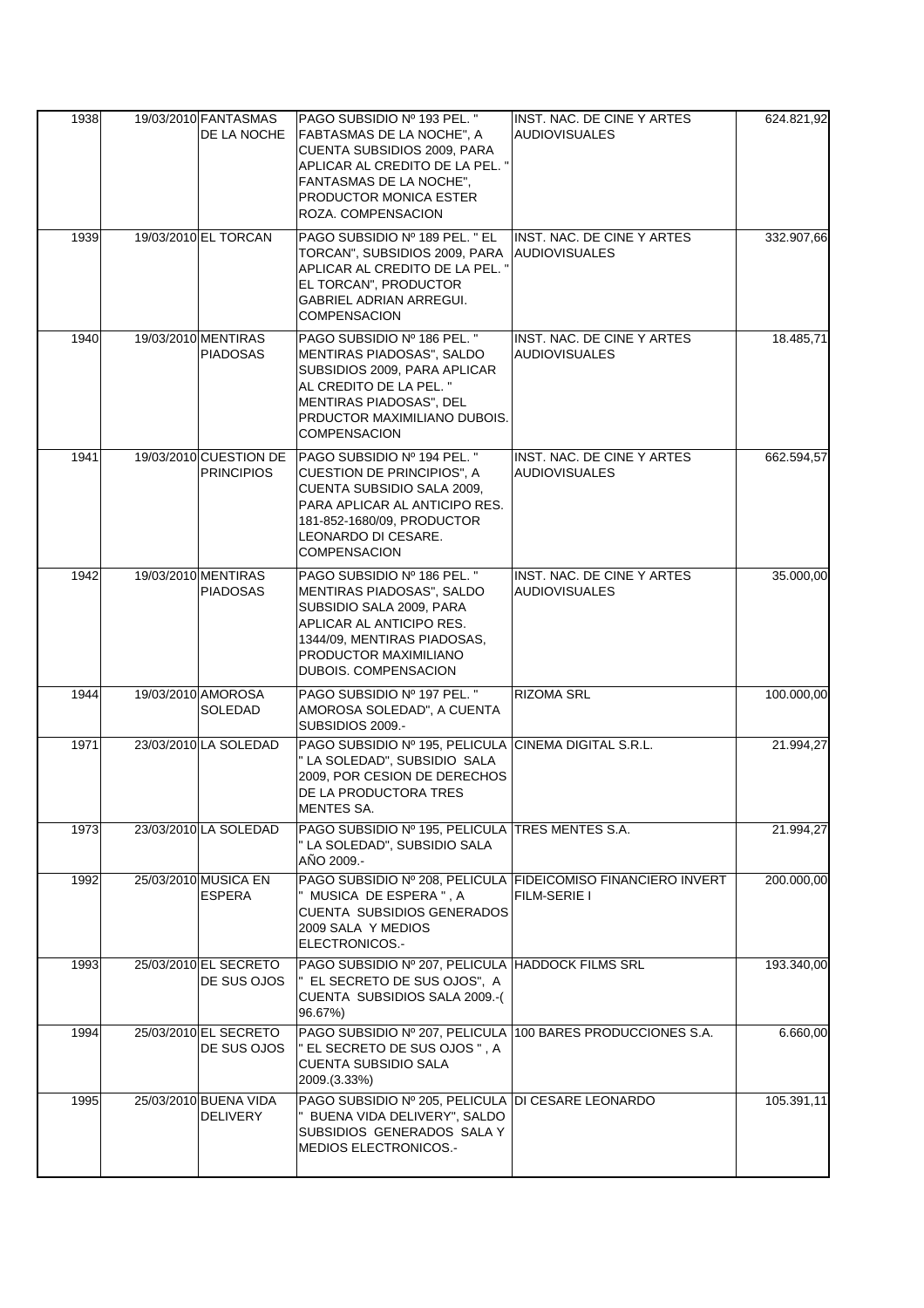| | | | | | |
|---|---|---|---|---|---|
| 1938 | 19/03/2010 | FANTASMAS DE LA NOCHE | PAGO SUBSIDIO Nº 193 PEL. " FABTASMAS DE LA NOCHE", A CUENTA SUBSIDIOS 2009, PARA APLICAR AL CREDITO DE LA PEL. " FANTASMAS DE LA NOCHE", PRODUCTOR MONICA ESTER ROZA. COMPENSACION | INST. NAC. DE CINE Y ARTES AUDIOVISUALES | 624.821,92 |
| 1939 | 19/03/2010 | EL TORCAN | PAGO SUBSIDIO Nº 189 PEL. " EL TORCAN", SUBSIDIOS 2009, PARA APLICAR AL CREDITO DE LA PEL. " EL TORCAN", PRODUCTOR GABRIEL ADRIAN ARREGUI. COMPENSACION | INST. NAC. DE CINE Y ARTES AUDIOVISUALES | 332.907,66 |
| 1940 | 19/03/2010 | MENTIRAS PIADOSAS | PAGO SUBSIDIO Nº 186 PEL. " MENTIRAS PIADOSAS", SALDO SUBSIDIOS 2009, PARA APLICAR AL CREDITO DE LA PEL. " MENTIRAS PIADOSAS", DEL PRDUCTOR MAXIMILIANO DUBOIS. COMPENSACION | INST. NAC. DE CINE Y ARTES AUDIOVISUALES | 18.485,71 |
| 1941 | 19/03/2010 | CUESTION DE PRINCIPIOS | PAGO SUBSIDIO Nº 194 PEL. " CUESTION DE PRINCIPIOS", A CUENTA SUBSIDIO SALA 2009, PARA APLICAR AL ANTICIPO RES. 181-852-1680/09, PRODUCTOR LEONARDO DI CESARE. COMPENSACION | INST. NAC. DE CINE Y ARTES AUDIOVISUALES | 662.594,57 |
| 1942 | 19/03/2010 | MENTIRAS PIADOSAS | PAGO SUBSIDIO Nº 186 PEL. " MENTIRAS PIADOSAS", SALDO SUBSIDIO SALA 2009, PARA APLICAR AL ANTICIPO RES. 1344/09, MENTIRAS PIADOSAS, PRODUCTOR MAXIMILIANO DUBOIS. COMPENSACION | INST. NAC. DE CINE Y ARTES AUDIOVISUALES | 35.000,00 |
| 1944 | 19/03/2010 | AMOROSA SOLEDAD | PAGO SUBSIDIO Nº 197 PEL. " AMOROSA SOLEDAD", A CUENTA SUBSIDIOS 2009.- | RIZOMA SRL | 100.000,00 |
| 1971 | 23/03/2010 | LA SOLEDAD | PAGO SUBSIDIO Nº 195, PELICULA " LA SOLEDAD", SUBSIDIO SALA 2009, POR CESION DE DERECHOS DE LA PRODUCTORA TRES MENTES SA. | CINEMA DIGITAL S.R.L. | 21.994,27 |
| 1973 | 23/03/2010 | LA SOLEDAD | PAGO SUBSIDIO Nº 195, PELICULA " LA SOLEDAD", SUBSIDIO SALA AÑO 2009.- | TRES MENTES S.A. | 21.994,27 |
| 1992 | 25/03/2010 | MUSICA EN ESPERA | PAGO SUBSIDIO Nº 208, PELICULA " MUSICA DE ESPERA " , A CUENTA SUBSIDIOS GENERADOS 2009 SALA Y MEDIOS ELECTRONICOS.- | FIDEICOMISO FINANCIERO INVERT FILM-SERIE I | 200.000,00 |
| 1993 | 25/03/2010 | EL SECRETO DE SUS OJOS | PAGO SUBSIDIO Nº 207, PELICULA " EL SECRETO DE SUS OJOS", A CUENTA SUBSIDIOS SALA 2009.-( 96.67%) | HADDOCK FILMS SRL | 193.340,00 |
| 1994 | 25/03/2010 | EL SECRETO DE SUS OJOS | PAGO SUBSIDIO Nº 207, PELICULA " EL SECRETO DE SUS OJOS " , A CUENTA SUBSIDIO SALA 2009.(3.33%) | 100 BARES PRODUCCIONES S.A. | 6.660,00 |
| 1995 | 25/03/2010 | BUENA VIDA DELIVERY | PAGO SUBSIDIO Nº 205, PELICULA " BUENA VIDA DELIVERY", SALDO SUBSIDIOS GENERADOS SALA Y MEDIOS ELECTRONICOS.- | DI CESARE LEONARDO | 105.391,11 |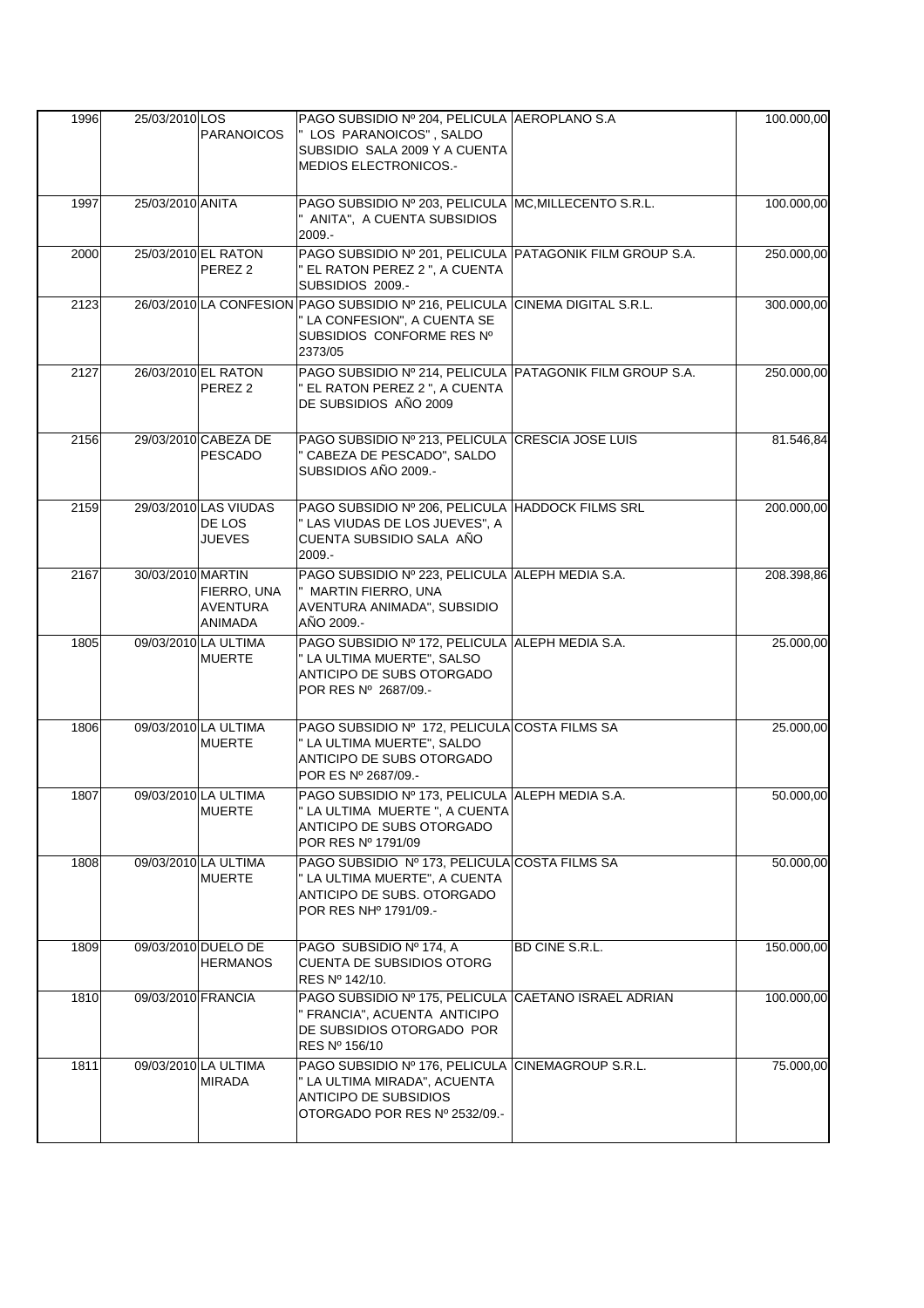| | | | | | |
|---|---|---|---|---|---|
| 1996 | 25/03/2010 | LOS PARANOICOS | PAGO SUBSIDIO Nº 204, PELICULA " LOS PARANOICOS" , SALDO SUBSIDIO SALA 2009 Y A CUENTA MEDIOS ELECTRONICOS.- | AEROPLANO S.A | 100.000,00 |
| 1997 | 25/03/2010 | ANITA | PAGO SUBSIDIO Nº 203, PELICULA " ANITA", A CUENTA SUBSIDIOS 2009.- | MC,MILLECENTO S.R.L. | 100.000,00 |
| 2000 | 25/03/2010 | EL RATON PEREZ 2 | PAGO SUBSIDIO Nº 201, PELICULA " EL RATON PEREZ 2 ", A CUENTA SUBSIDIOS 2009.- | PATAGONIK FILM GROUP S.A. | 250.000,00 |
| 2123 | 26/03/2010 | LA CONFESION | PAGO SUBSIDIO Nº 216, PELICULA " LA CONFESION", A CUENTA SE SUBSIDIOS CONFORME RES Nº 2373/05 | CINEMA DIGITAL S.R.L. | 300.000,00 |
| 2127 | 26/03/2010 | EL RATON PEREZ 2 | PAGO SUBSIDIO Nº 214, PELICULA " EL RATON PEREZ 2 ", A CUENTA DE SUBSIDIOS AÑO 2009 | PATAGONIK FILM GROUP S.A. | 250.000,00 |
| 2156 | 29/03/2010 | CABEZA DE PESCADO | PAGO SUBSIDIO Nº 213, PELICULA " CABEZA DE PESCADO", SALDO SUBSIDIOS AÑO 2009.- | CRESCIA JOSE LUIS | 81.546,84 |
| 2159 | 29/03/2010 | LAS VIUDAS DE LOS JUEVES | PAGO SUBSIDIO Nº 206, PELICULA " LAS VIUDAS DE LOS JUEVES", A CUENTA SUBSIDIO SALA AÑO 2009.- | HADDOCK FILMS SRL | 200.000,00 |
| 2167 | 30/03/2010 | MARTIN FIERRO, UNA AVENTURA ANIMADA | PAGO SUBSIDIO Nº 223, PELICULA " MARTIN FIERRO, UNA AVENTURA ANIMADA", SUBSIDIO AÑO 2009.- | ALEPH MEDIA S.A. | 208.398,86 |
| 1805 | 09/03/2010 | LA ULTIMA MUERTE | PAGO SUBSIDIO Nº 172, PELICULA " LA ULTIMA MUERTE", SALSO ANTICIPO DE SUBS OTORGADO POR RES Nº 2687/09.- | ALEPH MEDIA S.A. | 25.000,00 |
| 1806 | 09/03/2010 | LA ULTIMA MUERTE | PAGO SUBSIDIO Nº 172, PELICULA " LA ULTIMA MUERTE", SALDO ANTICIPO DE SUBS OTORGADO POR ES Nº 2687/09.- | COSTA FILMS SA | 25.000,00 |
| 1807 | 09/03/2010 | LA ULTIMA MUERTE | PAGO SUBSIDIO Nº 173, PELICULA " LA ULTIMA MUERTE ", A CUENTA ANTICIPO DE SUBS OTORGADO POR RES Nº 1791/09 | ALEPH MEDIA S.A. | 50.000,00 |
| 1808 | 09/03/2010 | LA ULTIMA MUERTE | PAGO SUBSIDIO Nº 173, PELICULA " LA ULTIMA MUERTE", A CUENTA ANTICIPO DE SUBS. OTORGADO POR RES NHº 1791/09.- | COSTA FILMS SA | 50.000,00 |
| 1809 | 09/03/2010 | DUELO DE HERMANOS | PAGO SUBSIDIO Nº 174, A CUENTA DE SUBSIDIOS OTORG RES Nº 142/10. | BD CINE S.R.L. | 150.000,00 |
| 1810 | 09/03/2010 | FRANCIA | PAGO SUBSIDIO Nº 175, PELICULA " FRANCIA", ACUENTA ANTICIPO DE SUBSIDIOS OTORGADO POR RES Nº 156/10 | CAETANO ISRAEL ADRIAN | 100.000,00 |
| 1811 | 09/03/2010 | LA ULTIMA MIRADA | PAGO SUBSIDIO Nº 176, PELICULA " LA ULTIMA MIRADA", ACUENTA ANTICIPO DE SUBSIDIOS OTORGADO POR RES Nº 2532/09.- | CINEMAGROUP S.R.L. | 75.000,00 |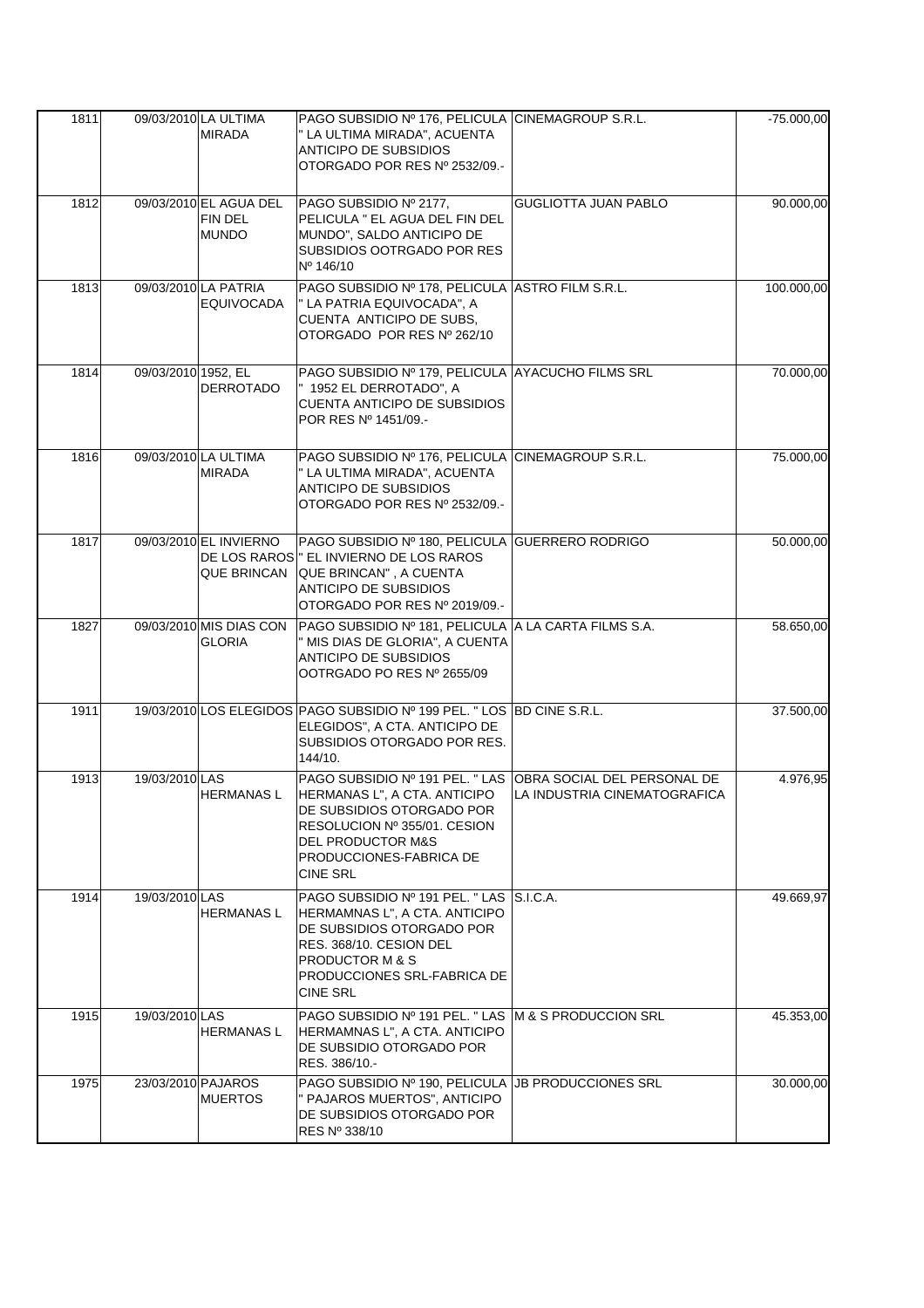| 1811 | 09/03/2010 | LA ULTIMA MIRADA | PAGO SUBSIDIO Nº 176, PELICULA " LA ULTIMA MIRADA", ACUENTA ANTICIPO DE SUBSIDIOS OTORGADO POR RES Nº 2532/09.- | CINEMAGROUP S.R.L. | -75.000,00 |
|---|---|---|---|---|---|
| 1812 | 09/03/2010 | EL AGUA DEL FIN DEL MUNDO | PAGO SUBSIDIO Nº 2177, PELICULA " EL AGUA DEL FIN DEL MUNDO", SALDO ANTICIPO DE SUBSIDIOS OOTRGADO POR RES Nº 146/10 | GUGLIOTTA JUAN PABLO | 90.000,00 |
| 1813 | 09/03/2010 | LA PATRIA EQUIVOCADA | PAGO SUBSIDIO Nº 178, PELICULA " LA PATRIA EQUIVOCADA", A CUENTA ANTICIPO DE SUBS, OTORGADO POR RES Nº 262/10 | ASTRO FILM S.R.L. | 100.000,00 |
| 1814 | 09/03/2010 | 1952, EL DERROTADO | PAGO SUBSIDIO Nº 179, PELICULA " 1952 EL DERROTADO", A CUENTA ANTICIPO DE SUBSIDIOS POR RES Nº 1451/09.- | AYACUCHO FILMS SRL | 70.000,00 |
| 1816 | 09/03/2010 | LA ULTIMA MIRADA | PAGO SUBSIDIO Nº 176, PELICULA " LA ULTIMA MIRADA", ACUENTA ANTICIPO DE SUBSIDIOS OTORGADO POR RES Nº 2532/09.- | CINEMAGROUP S.R.L. | 75.000,00 |
| 1817 | 09/03/2010 | EL INVIERNO DE LOS RAROS QUE BRINCAN | PAGO SUBSIDIO Nº 180, PELICULA " EL INVIERNO DE LOS RAROS QUE BRINCAN" , A CUENTA ANTICIPO DE SUBSIDIOS OTORGADO POR RES Nº 2019/09.- | GUERRERO RODRIGO | 50.000,00 |
| 1827 | 09/03/2010 | MIS DIAS CON GLORIA | PAGO SUBSIDIO Nº 181, PELICULA " MIS DIAS DE GLORIA", A CUENTA ANTICIPO DE SUBSIDIOS OOTRGADO PO RES Nº 2655/09 | A LA CARTA FILMS S.A. | 58.650,00 |
| 1911 | 19/03/2010 | LOS ELEGIDOS | PAGO SUBSIDIO Nº 199 PEL. " LOS ELEGIDOS", A CTA. ANTICIPO DE SUBSIDIOS OTORGADO POR RES. 144/10. | BD CINE S.R.L. | 37.500,00 |
| 1913 | 19/03/2010 | LAS HERMANAS L | PAGO SUBSIDIO Nº 191 PEL. " LAS HERMANAS L", A CTA. ANTICIPO DE SUBSIDIOS OTORGADO POR RESOLUCION Nº 355/01. CESION DEL PRODUCTOR M&S PRODUCCIONES-FABRICA DE CINE SRL | OBRA SOCIAL DEL PERSONAL DE LA INDUSTRIA CINEMATOGRAFICA | 4.976,95 |
| 1914 | 19/03/2010 | LAS HERMANAS L | PAGO SUBSIDIO Nº 191 PEL. " LAS HERMAMNAS L", A CTA. ANTICIPO DE SUBSIDIOS OTORGADO POR RES. 368/10. CESION DEL PRODUCTOR M & S PRODUCCIONES SRL-FABRICA DE CINE SRL | S.I.C.A. | 49.669,97 |
| 1915 | 19/03/2010 | LAS HERMANAS L | PAGO SUBSIDIO Nº 191 PEL. " LAS HERMAMNAS L", A CTA. ANTICIPO DE SUBSIDIO OTORGADO POR RES. 386/10.- | M & S PRODUCCION SRL | 45.353,00 |
| 1975 | 23/03/2010 | PAJAROS MUERTOS | PAGO SUBSIDIO Nº 190, PELICULA " PAJAROS MUERTOS", ANTICIPO DE SUBSIDIOS OTORGADO POR RES Nº 338/10 | JB PRODUCCIONES SRL | 30.000,00 |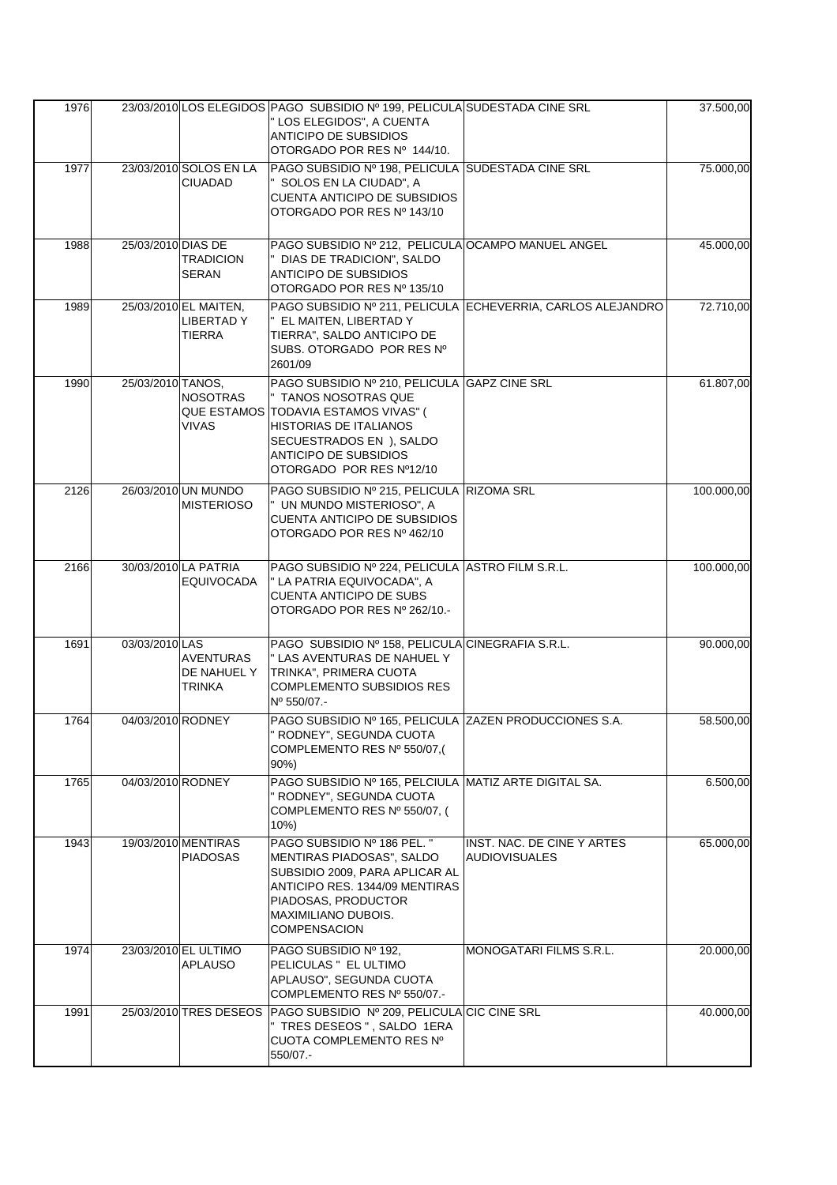| | | | | | |
|---|---|---|---|---|---|
| 1976 | 23/03/2010 | LOS ELEGIDOS | PAGO SUBSIDIO Nº 199, PELICULA " LOS ELEGIDOS", A CUENTA ANTICIPO DE SUBSIDIOS OTORGADO POR RES Nº 144/10. | SUDESTADA CINE SRL | 37.500,00 |
| 1977 | 23/03/2010 | SOLOS EN LA CIUADAD | PAGO SUBSIDIO Nº 198, PELICULA " SOLOS EN LA CIUDAD", A CUENTA ANTICIPO DE SUBSIDIOS OTORGADO POR RES Nº 143/10 | SUDESTADA CINE SRL | 75.000,00 |
| 1988 | 25/03/2010 | DIAS DE TRADICION SERAN | PAGO SUBSIDIO Nº 212, PELICULA " DIAS DE TRADICION", SALDO ANTICIPO DE SUBSIDIOS OTORGADO POR RES Nº 135/10 | OCAMPO MANUEL ANGEL | 45.000,00 |
| 1989 | 25/03/2010 | EL MAITEN, LIBERTAD Y TIERRA | PAGO SUBSIDIO Nº 211, PELICULA " EL MAITEN, LIBERTAD Y TIERRA", SALDO ANTICIPO DE SUBS. OTORGADO POR RES Nº 2601/09 | ECHEVERRIA, CARLOS ALEJANDRO | 72.710,00 |
| 1990 | 25/03/2010 | TANOS, NOSOTRAS QUE ESTAMOS VIVAS | PAGO SUBSIDIO Nº 210, PELICULA " TANOS NOSOTRAS QUE TODAVIA ESTAMOS VIVAS" ( HISTORIAS DE ITALIANOS SECUESTRADOS EN ), SALDO ANTICIPO DE SUBSIDIOS OTORGADO POR RES Nº12/10 | GAPZ CINE SRL | 61.807,00 |
| 2126 | 26/03/2010 | UN MUNDO MISTERIOSO | PAGO SUBSIDIO Nº 215, PELICULA " UN MUNDO MISTERIOSO", A CUENTA ANTICIPO DE SUBSIDIOS OTORGADO POR RES Nº 462/10 | RIZOMA SRL | 100.000,00 |
| 2166 | 30/03/2010 | LA PATRIA EQUIVOCADA | PAGO SUBSIDIO Nº 224, PELICULA " LA PATRIA EQUIVOCADA", A CUENTA ANTICIPO DE SUBS OTORGADO POR RES Nº 262/10.- | ASTRO FILM S.R.L. | 100.000,00 |
| 1691 | 03/03/2010 | LAS AVENTURAS DE NAHUEL Y TRINKA | PAGO SUBSIDIO Nº 158, PELICULA " LAS AVENTURAS DE NAHUEL Y TRINKA", PRIMERA CUOTA COMPLEMENTO SUBSIDIOS RES Nº 550/07.- | CINEGRAFIA S.R.L. | 90.000,00 |
| 1764 | 04/03/2010 | RODNEY | PAGO SUBSIDIO Nº 165, PELICULA " RODNEY", SEGUNDA CUOTA COMPLEMENTO RES Nº 550/07,( 90%) | ZAZEN PRODUCCIONES S.A. | 58.500,00 |
| 1765 | 04/03/2010 | RODNEY | PAGO SUBSIDIO Nº 165, PELCIULA " RODNEY", SEGUNDA CUOTA COMPLEMENTO RES Nº 550/07, ( 10%) | MATIZ ARTE DIGITAL SA. | 6.500,00 |
| 1943 | 19/03/2010 | MENTIRAS PIADOSAS | PAGO SUBSIDIO Nº 186 PEL. " MENTIRAS PIADOSAS", SALDO SUBSIDIO 2009, PARA APLICAR AL ANTICIPO RES. 1344/09 MENTIRAS PIADOSAS, PRODUCTOR MAXIMILIANO DUBOIS. COMPENSACION | INST. NAC. DE CINE Y ARTES AUDIOVISUALES | 65.000,00 |
| 1974 | 23/03/2010 | EL ULTIMO APLAUSO | PAGO SUBSIDIO Nº 192, PELICULAS " EL ULTIMO APLAUSO", SEGUNDA CUOTA COMPLEMENTO RES Nº 550/07.- | MONOGATARI FILMS S.R.L. | 20.000,00 |
| 1991 | 25/03/2010 | TRES DESEOS | PAGO SUBSIDIO Nº 209, PELICULA " TRES DESEOS " , SALDO 1ERA CUOTA COMPLEMENTO RES Nº 550/07.- | CIC CINE SRL | 40.000,00 |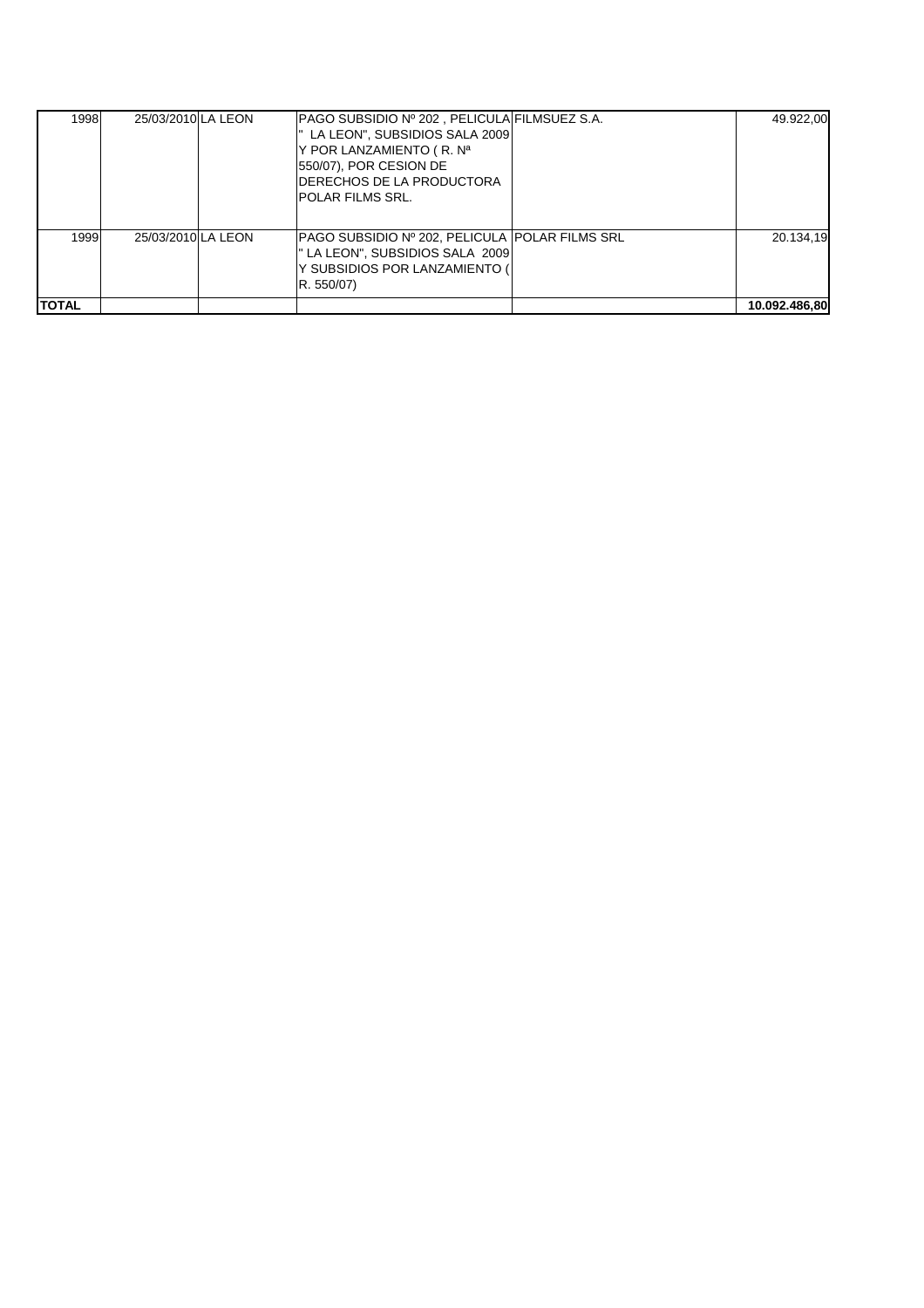| | | | | | |
|---|---|---|---|---|---|
| 1998 | 25/03/2010 | LA LEON | PAGO SUBSIDIO Nº 202 , PELICULA " LA LEON", SUBSIDIOS SALA 2009 Y POR LANZAMIENTO ( R. Nª 550/07), POR CESION DE DERECHOS DE LA PRODUCTORA POLAR FILMS SRL. | FILMSUEZ S.A. | 49.922,00 |
| 1999 | 25/03/2010 | LA LEON | PAGO SUBSIDIO Nº 202, PELICULA " LA LEON", SUBSIDIOS SALA 2009 Y SUBSIDIOS POR LANZAMIENTO ( R. 550/07) | POLAR FILMS SRL | 20.134,19 |
| **TOTAL** | | | | | **10.092.486,80** |